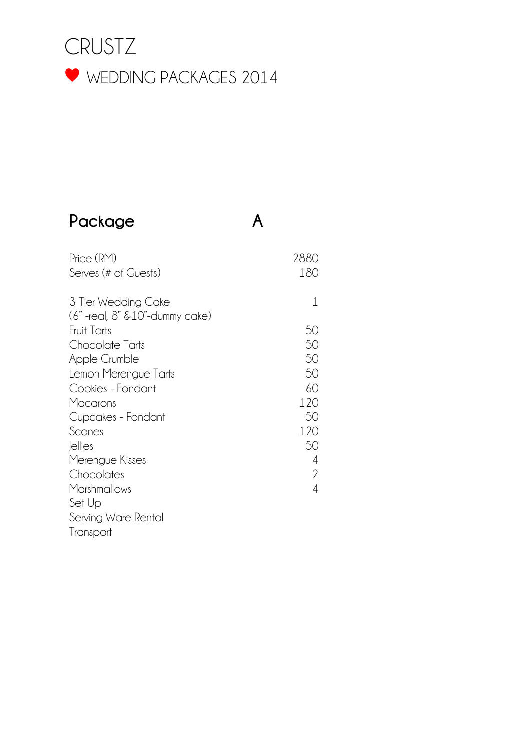# CRUSTZ

## ♥ WEDDING PACKAGES 2014

| Package | A |
|---|---|
| Price (RM) | 2880 |
| Serves (# of Guests) | 180 |
| | |
| 3 Tier Wedding Cake (6" -real, 8" &10"-dummy cake) | 1 |
| Fruit Tarts | 50 |
| Chocolate Tarts | 50 |
| Apple Crumble | 50 |
| Lemon Merengue Tarts | 50 |
| Cookies - Fondant | 60 |
| Macarons | 120 |
| Cupcakes - Fondant | 50 |
| Scones | 120 |
| Jellies | 50 |
| Merengue Kisses | 4 |
| Chocolates | 2 |
| Marshmallows | 4 |
| Set Up | |
| Serving Ware Rental | |
| Transport | |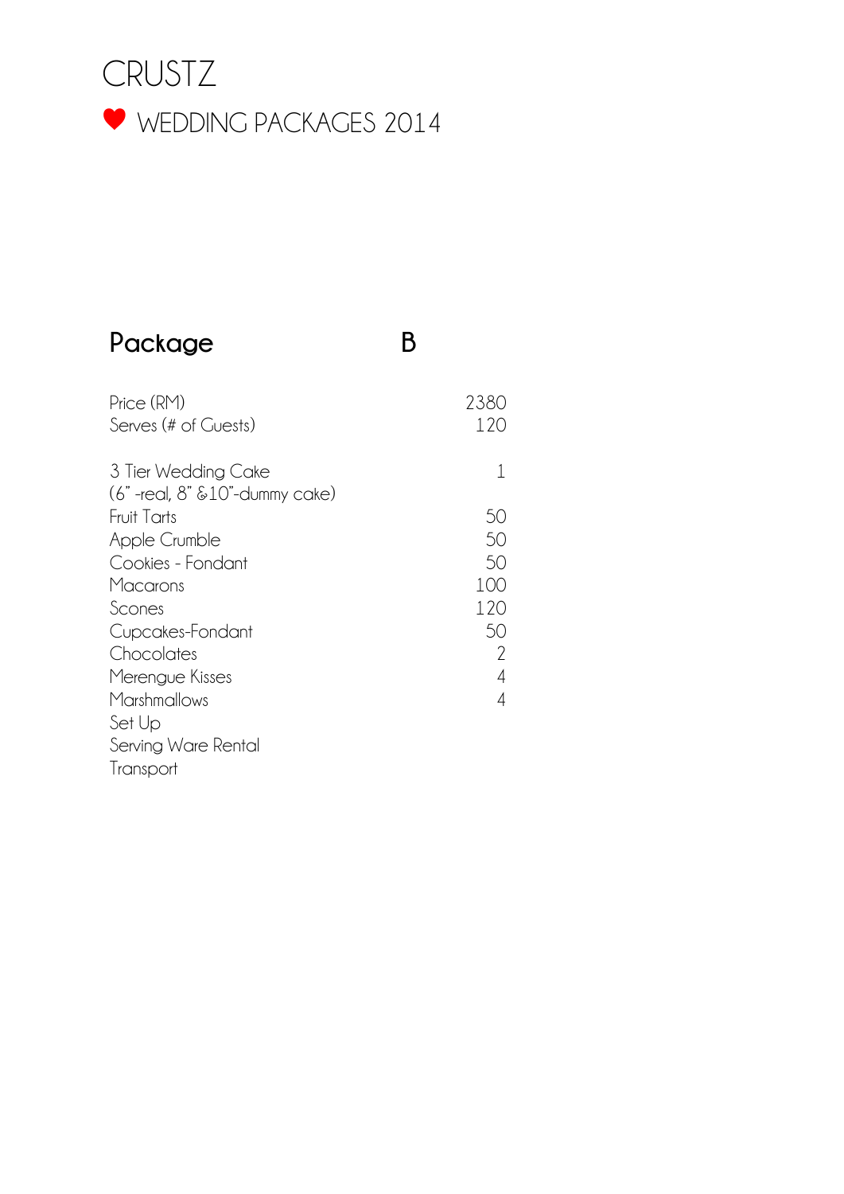# CRUSTZ

## ♥ WEDDING PACKAGES 2014

| Package | B |
|---|---|
| Price (RM) | 2380 |
| Serves (# of Guests) | 120 |
| 3 Tier Wedding Cake (6" -real, 8" &10"-dummy cake) | 1 |
| Fruit Tarts | 50 |
| Apple Crumble | 50 |
| Cookies - Fondant | 50 |
| Macarons | 100 |
| Scones | 120 |
| Cupcakes-Fondant | 50 |
| Chocolates | 2 |
| Merengue Kisses | 4 |
| Marshmallows | 4 |
| Set Up | |
| Serving Ware Rental | |
| Transport | |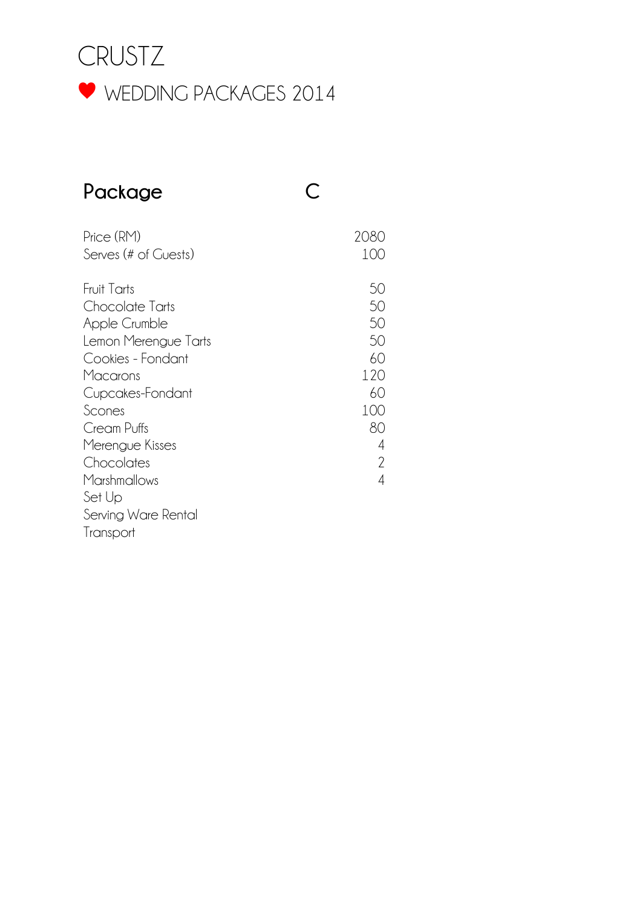# CRUSTZ

## ♥ WEDDING PACKAGES 2014

| Package | C |
|---|---|
| Price (RM) | 2080 |
| Serves (# of Guests) | 100 |
| | |
| Fruit Tarts | 50 |
| Chocolate Tarts | 50 |
| Apple Crumble | 50 |
| Lemon Merengue Tarts | 50 |
| Cookies - Fondant | 60 |
| Macarons | 120 |
| Cupcakes-Fondant | 60 |
| Scones | 100 |
| Cream Puffs | 80 |
| Merengue Kisses | 4 |
| Chocolates | 2 |
| Marshmallows | 4 |
| Set Up | |
| Serving Ware Rental | |
| Transport | |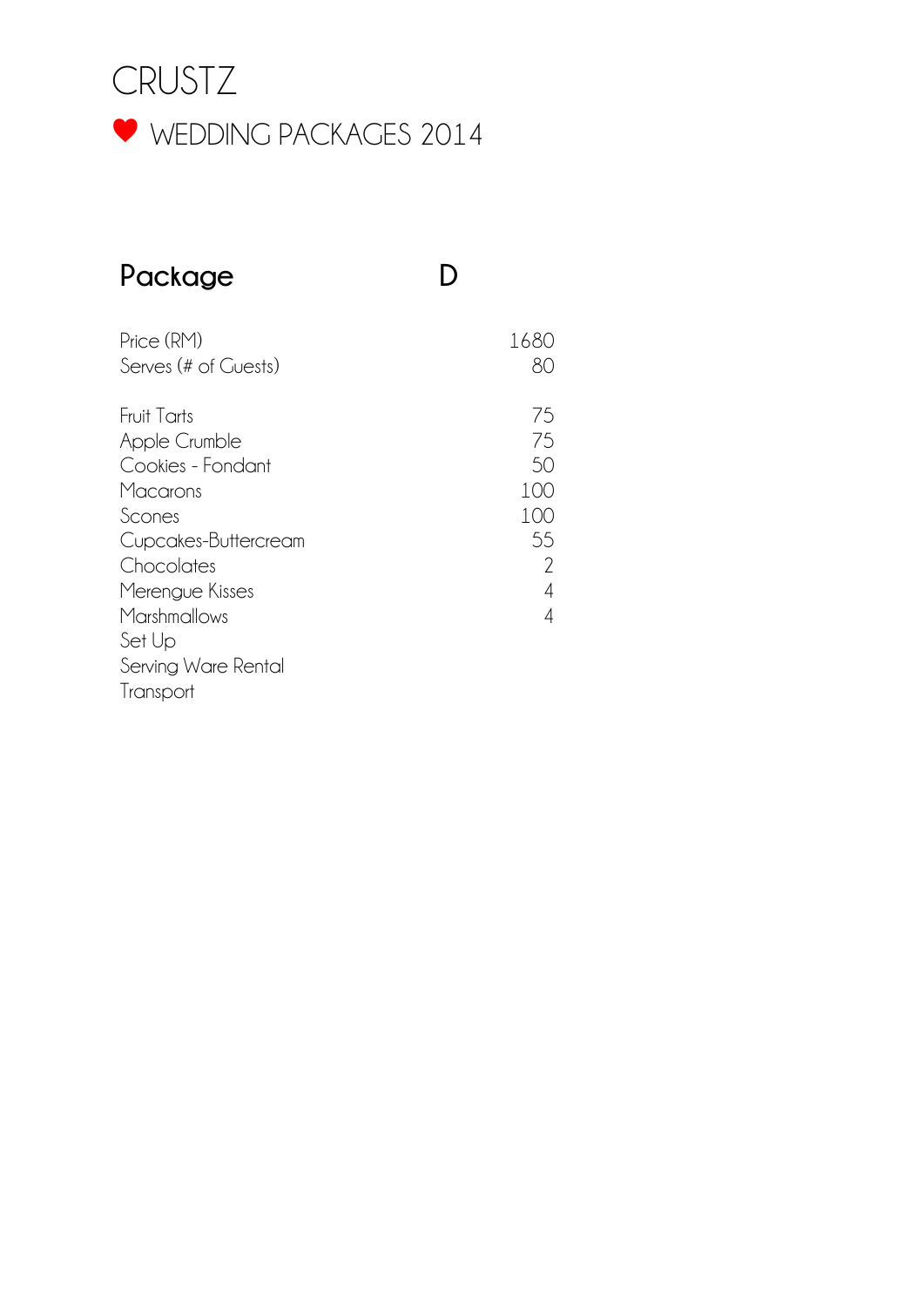# CRUSTZ

## ♥ WEDDING PACKAGES 2014

| Package | D |
|---|---|
| Price (RM) | 1680 |
| Serves (# of Guests) | 80 |
| | |
| Fruit Tarts | 75 |
| Apple Crumble | 75 |
| Cookies - Fondant | 50 |
| Macarons | 100 |
| Scones | 100 |
| Cupcakes-Buttercream | 55 |
| Chocolates | 2 |
| Merengue Kisses | 4 |
| Marshmallows | 4 |
| Set Up | |
| Serving Ware Rental | |
| Transport | |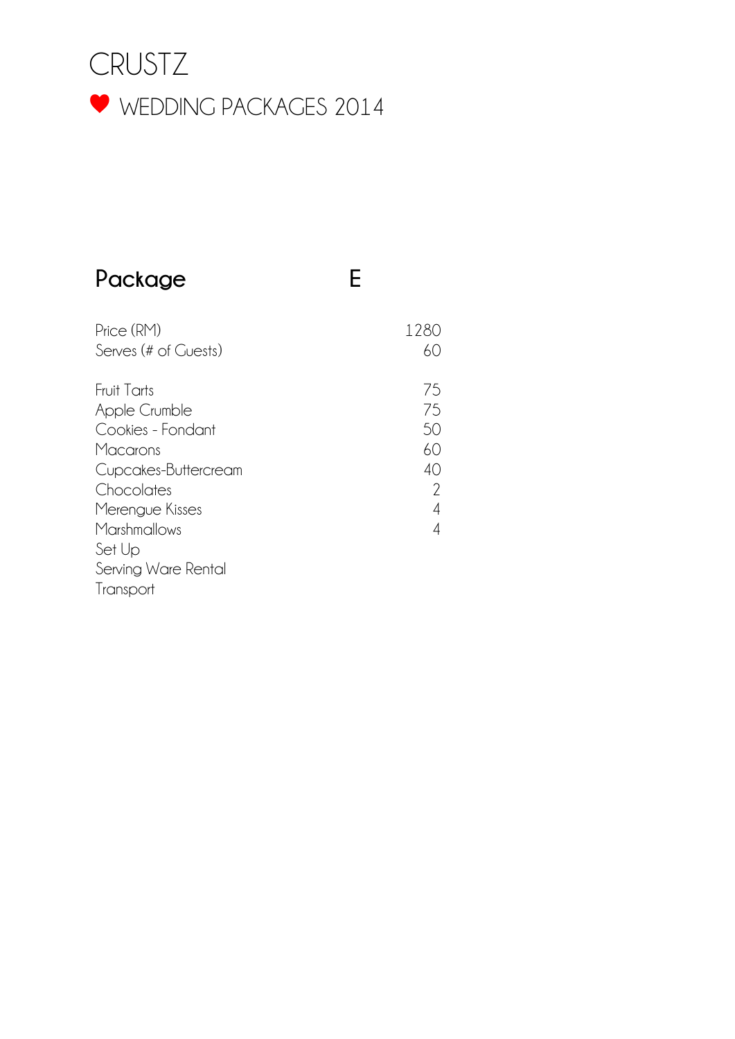# CRUSTZ

## ♥ WEDDING PACKAGES 2014

| Package | E |
|---|---|
| Price (RM) | 1280 |
| Serves (# of Guests) | 60 |
| | |
| Fruit Tarts | 75 |
| Apple Crumble | 75 |
| Cookies - Fondant | 50 |
| Macarons | 60 |
| Cupcakes-Buttercream | 40 |
| Chocolates | 2 |
| Merengue Kisses | 4 |
| Marshmallows | 4 |
| Set Up | |
| Serving Ware Rental | |
| Transport | |